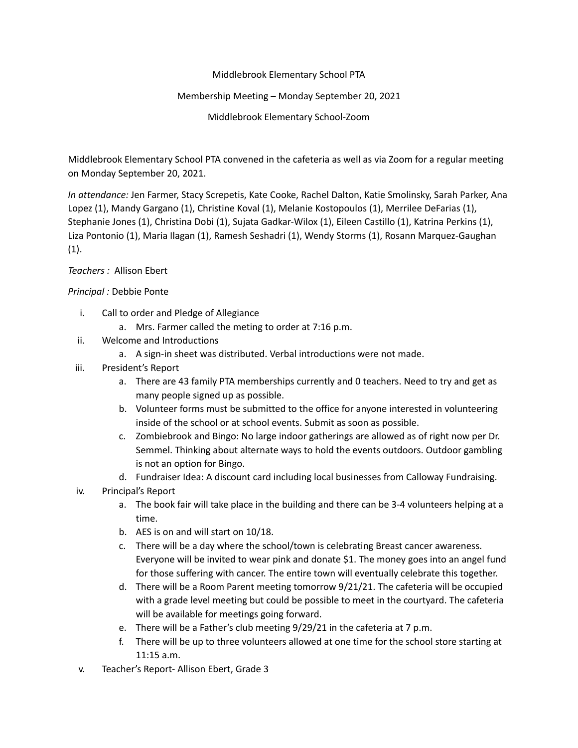Middlebrook Elementary School PTA

Membership Meeting – Monday September 20, 2021

Middlebrook Elementary School-Zoom

Middlebrook Elementary School PTA convened in the cafeteria as well as via Zoom for a regular meeting on Monday September 20, 2021.

*In attendance:* Jen Farmer, Stacy Screpetis, Kate Cooke, Rachel Dalton, Katie Smolinsky, Sarah Parker, Ana Lopez (1), Mandy Gargano (1), Christine Koval (1), Melanie Kostopoulos (1), Merrilee DeFarias (1), Stephanie Jones (1), Christina Dobi (1), Sujata Gadkar-Wilox (1), Eileen Castillo (1), Katrina Perkins (1), Liza Pontonio (1), Maria Ilagan (1), Ramesh Seshadri (1), Wendy Storms (1), Rosann Marquez-Gaughan (1).

*Teachers :* Allison Ebert

*Principal :* Debbie Ponte

i. Call to order and Pledge of Allegiance
   a. Mrs. Farmer called the meting to order at 7:16 p.m.
ii. Welcome and Introductions
   a. A sign-in sheet was distributed. Verbal introductions were not made.
iii. President's Report
   a. There are 43 family PTA memberships currently and 0 teachers. Need to try and get as many people signed up as possible.
   b. Volunteer forms must be submitted to the office for anyone interested in volunteering inside of the school or at school events. Submit as soon as possible.
   c. Zombiebrook and Bingo: No large indoor gatherings are allowed as of right now per Dr. Semmel. Thinking about alternate ways to hold the events outdoors. Outdoor gambling is not an option for Bingo.
   d. Fundraiser Idea: A discount card including local businesses from Calloway Fundraising.
iv. Principal's Report
   a. The book fair will take place in the building and there can be 3-4 volunteers helping at a time.
   b. AES is on and will start on 10/18.
   c. There will be a day where the school/town is celebrating Breast cancer awareness. Everyone will be invited to wear pink and donate $1. The money goes into an angel fund for those suffering with cancer. The entire town will eventually celebrate this together.
   d. There will be a Room Parent meeting tomorrow 9/21/21. The cafeteria will be occupied with a grade level meeting but could be possible to meet in the courtyard. The cafeteria will be available for meetings going forward.
   e. There will be a Father's club meeting 9/29/21 in the cafeteria at 7 p.m.
   f. There will be up to three volunteers allowed at one time for the school store starting at 11:15 a.m.
v. Teacher's Report- Allison Ebert, Grade 3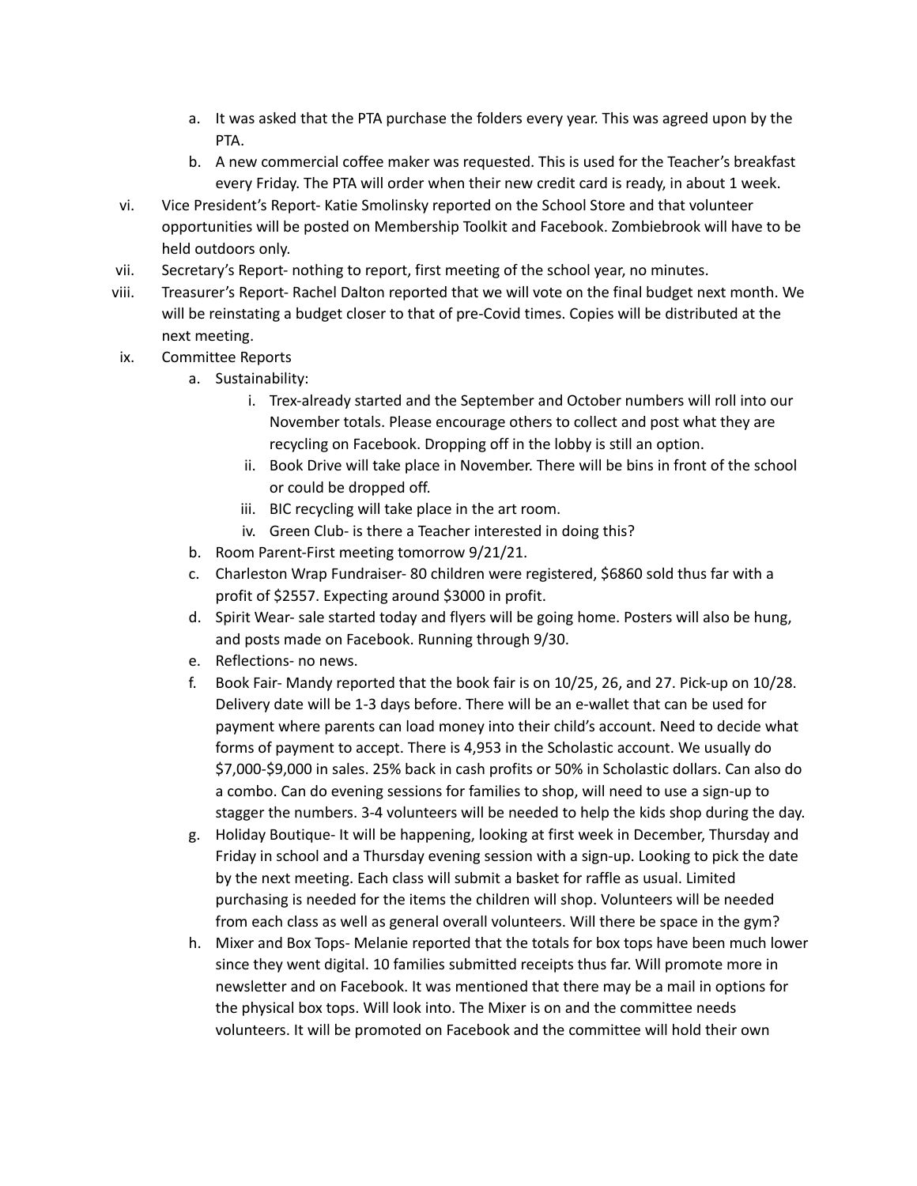a. It was asked that the PTA purchase the folders every year. This was agreed upon by the PTA.
   b. A new commercial coffee maker was requested. This is used for the Teacher's breakfast every Friday. The PTA will order when their new credit card is ready, in about 1 week.

vi. Vice President's Report- Katie Smolinsky reported on the School Store and that volunteer opportunities will be posted on Membership Toolkit and Facebook. Zombiebrook will have to be held outdoors only.

vii. Secretary's Report- nothing to report, first meeting of the school year, no minutes.

viii. Treasurer's Report- Rachel Dalton reported that we will vote on the final budget next month. We will be reinstating a budget closer to that of pre-Covid times. Copies will be distributed at the next meeting.

ix. Committee Reports
   a. Sustainability:
      i. Trex-already started and the September and October numbers will roll into our November totals. Please encourage others to collect and post what they are recycling on Facebook. Dropping off in the lobby is still an option.
      ii. Book Drive will take place in November. There will be bins in front of the school or could be dropped off.
      iii. BIC recycling will take place in the art room.
      iv. Green Club- is there a Teacher interested in doing this?
   b. Room Parent-First meeting tomorrow 9/21/21.
   c. Charleston Wrap Fundraiser- 80 children were registered, $6860 sold thus far with a profit of $2557. Expecting around $3000 in profit.
   d. Spirit Wear- sale started today and flyers will be going home. Posters will also be hung, and posts made on Facebook. Running through 9/30.
   e. Reflections- no news.
   f. Book Fair- Mandy reported that the book fair is on 10/25, 26, and 27. Pick-up on 10/28. Delivery date will be 1-3 days before. There will be an e-wallet that can be used for payment where parents can load money into their child's account. Need to decide what forms of payment to accept. There is 4,953 in the Scholastic account. We usually do $7,000-$9,000 in sales. 25% back in cash profits or 50% in Scholastic dollars. Can also do a combo. Can do evening sessions for families to shop, will need to use a sign-up to stagger the numbers. 3-4 volunteers will be needed to help the kids shop during the day.
   g. Holiday Boutique- It will be happening, looking at first week in December, Thursday and Friday in school and a Thursday evening session with a sign-up. Looking to pick the date by the next meeting. Each class will submit a basket for raffle as usual. Limited purchasing is needed for the items the children will shop. Volunteers will be needed from each class as well as general overall volunteers. Will there be space in the gym?
   h. Mixer and Box Tops- Melanie reported that the totals for box tops have been much lower since they went digital. 10 families submitted receipts thus far. Will promote more in newsletter and on Facebook. It was mentioned that there may be a mail in options for the physical box tops. Will look into. The Mixer is on and the committee needs volunteers. It will be promoted on Facebook and the committee will hold their own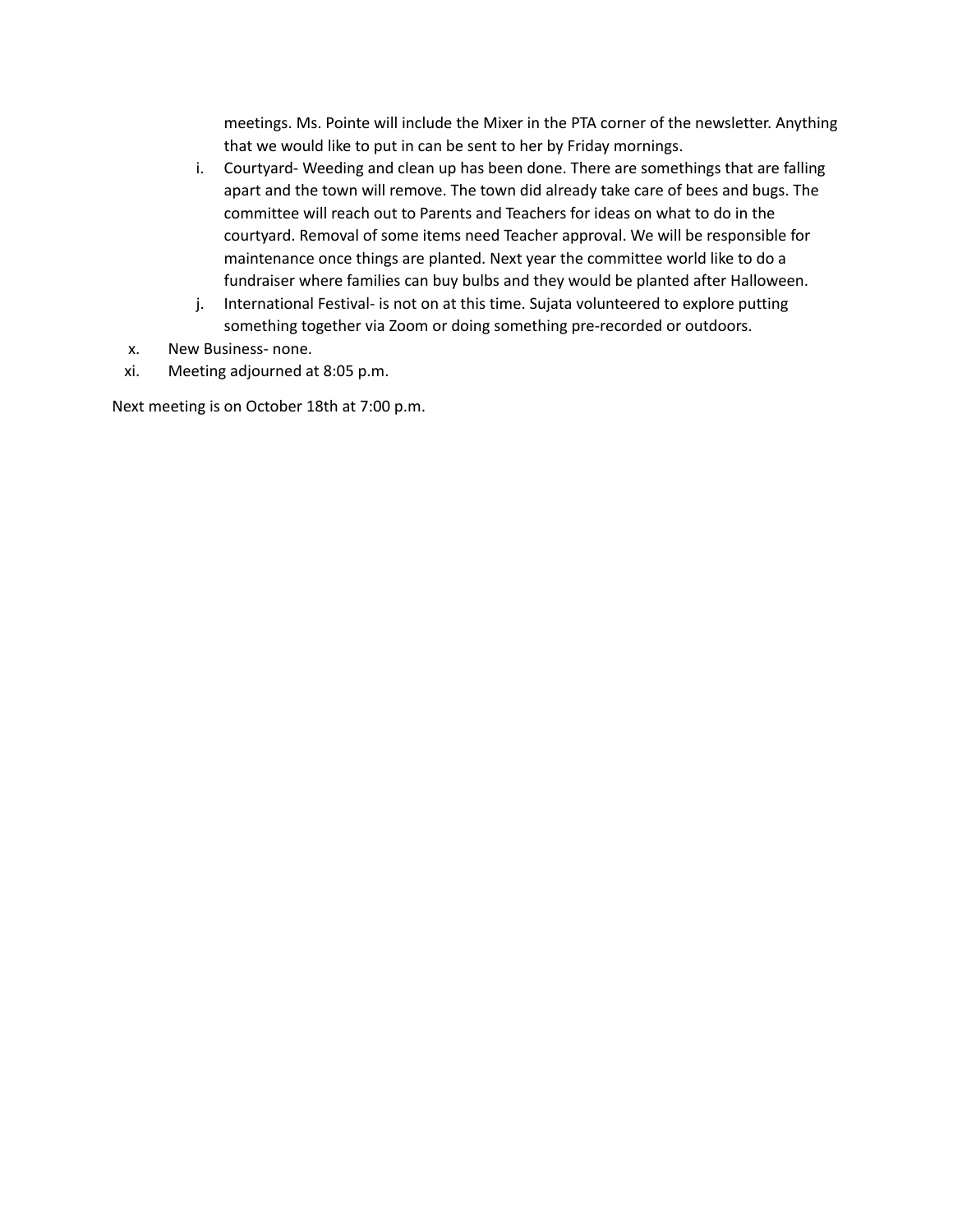meetings. Ms. Pointe will include the Mixer in the PTA corner of the newsletter. Anything that we would like to put in can be sent to her by Friday mornings.

i. Courtyard- Weeding and clean up has been done. There are somethings that are falling apart and the town will remove. The town did already take care of bees and bugs. The committee will reach out to Parents and Teachers for ideas on what to do in the courtyard. Removal of some items need Teacher approval. We will be responsible for maintenance once things are planted. Next year the committee world like to do a fundraiser where families can buy bulbs and they would be planted after Halloween.

j. International Festival- is not on at this time. Sujata volunteered to explore putting something together via Zoom or doing something pre-recorded or outdoors.

x. New Business- none.

xi. Meeting adjourned at 8:05 p.m.

Next meeting is on October 18th at 7:00 p.m.